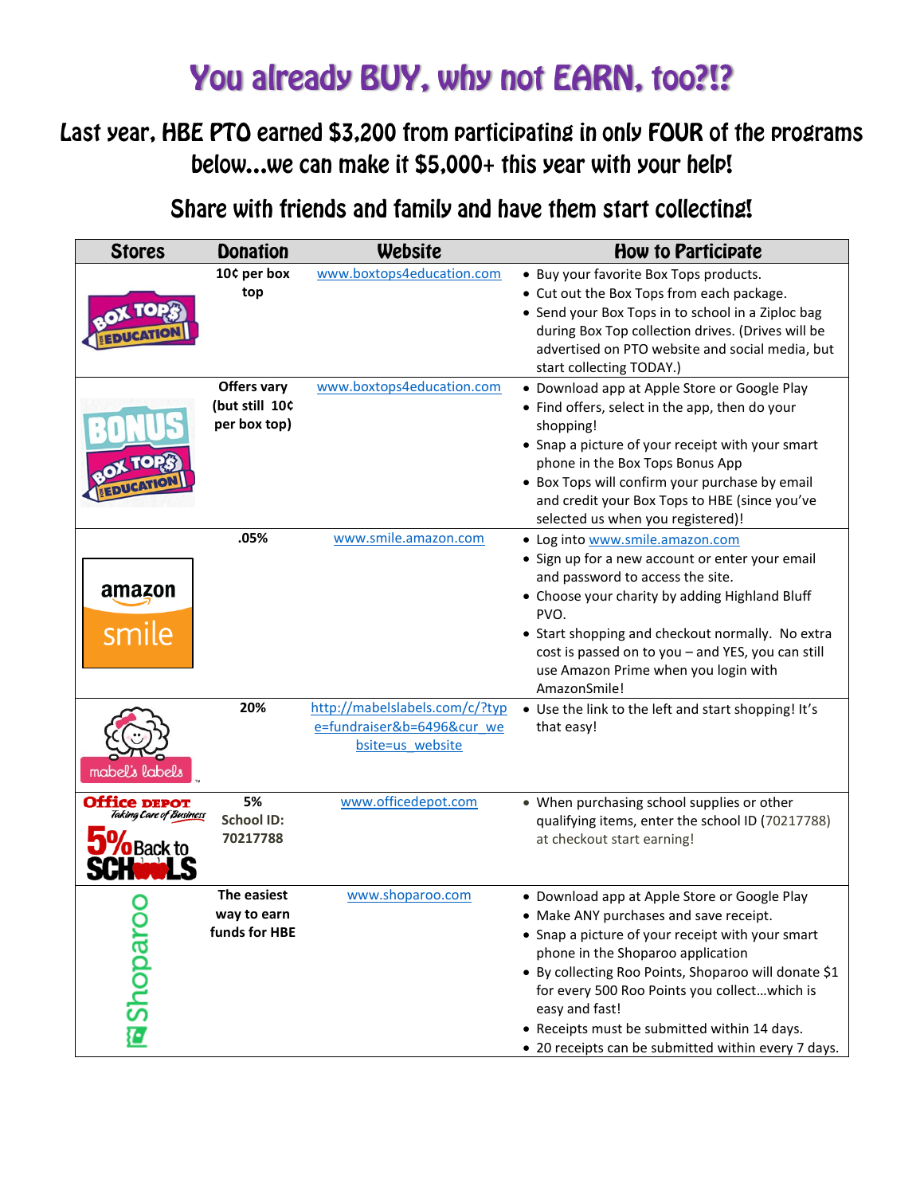# You already BUY, why not EARN, too?!?

## Last year, HBE PTO earned $3,200 from participating in only FOUR of the programs below…we can make it $5,000+ this year with your help!

## Share with friends and family and have them start collecting!

| Stores | Donation | Website | How to Participate |
|---|---|---|---|
| Box Tops for Education | **10¢ per box top** | www.boxtops4education.com | • Buy your favorite Box Tops products.<br>• Cut out the Box Tops from each package.<br>• Send your Box Tops in to school in a Ziploc bag during Box Top collection drives. (Drives will be advertised on PTO website and social media, but start collecting TODAY.) |
| Bonus Box Tops for Education | **Offers vary (but still 10¢ per box top)** | www.boxtops4education.com | • Download app at Apple Store or Google Play<br>• Find offers, select in the app, then do your shopping!<br>• Snap a picture of your receipt with your smart phone in the Box Tops Bonus App<br>• Box Tops will confirm your purchase by email and credit your Box Tops to HBE (since you've selected us when you registered)! |
| amazon smile | **.05%** | www.smile.amazon.com | • Log into www.smile.amazon.com<br>• Sign up for a new account or enter your email and password to access the site.<br>• Choose your charity by adding Highland Bluff PVO.<br>• Start shopping and checkout normally. No extra cost is passed on to you – and YES, you can still use Amazon Prime when you login with AmazonSmile! |
| mabel's labels | **20%** | http://mabelslabels.com/c/?type=fundraiser&b=6496&cur_website=us_website | • Use the link to the left and start shopping! It's that easy! |
| Office DEPOT Taking Care of Business 5% Back to SCHOOLS | **5% School ID: 70217788** | www.officedepot.com | • When purchasing school supplies or other qualifying items, enter the school ID (70217788) at checkout start earning! |
| Shoparoo | **The easiest way to earn funds for HBE** | www.shoparoo.com | • Download app at Apple Store or Google Play<br>• Make ANY purchases and save receipt.<br>• Snap a picture of your receipt with your smart phone in the Shoparoo application<br>• By collecting Roo Points, Shoparoo will donate $1 for every 500 Roo Points you collect…which is easy and fast!<br>• Receipts must be submitted within 14 days.<br>• 20 receipts can be submitted within every 7 days. |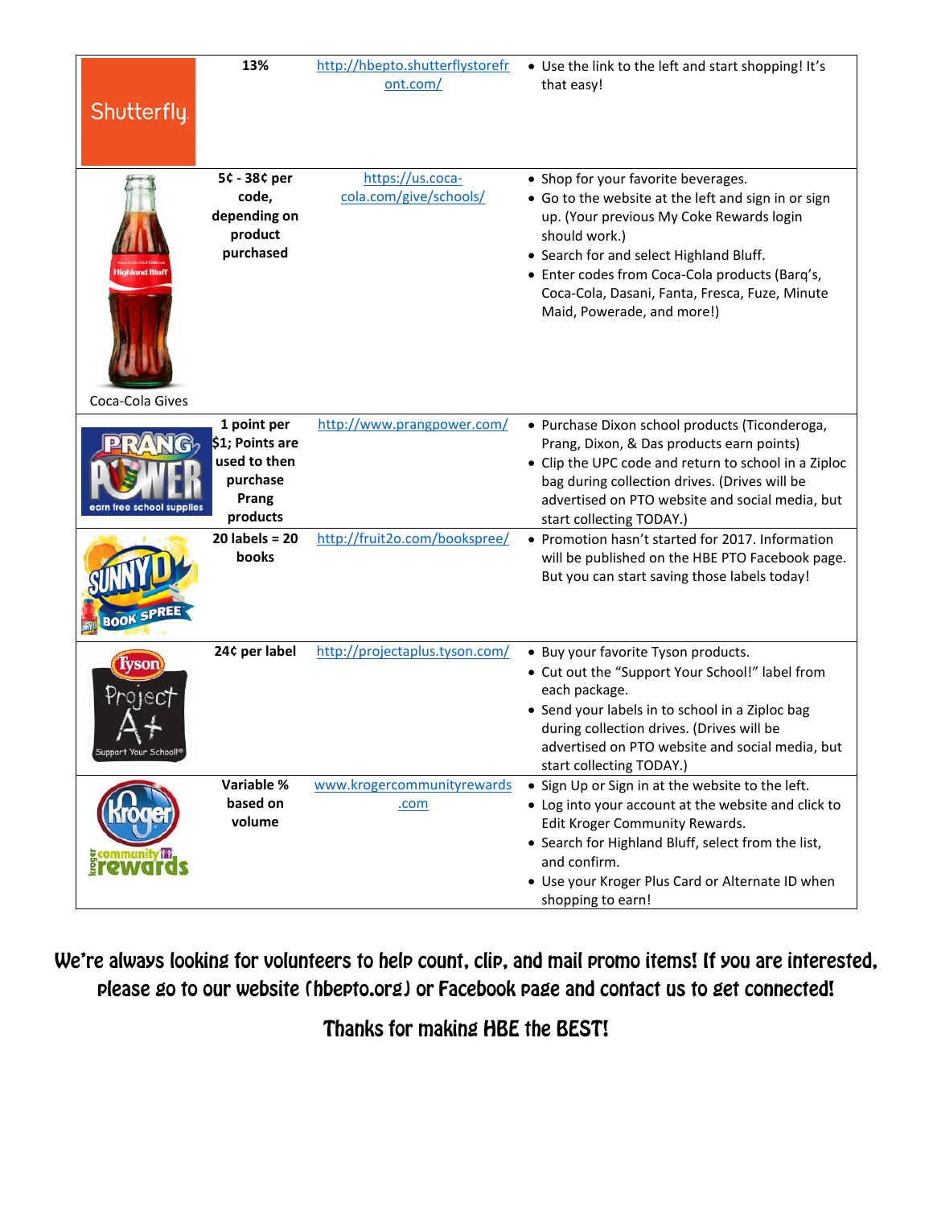| | | | |
|---|---|---|---|
| Shutterfly | **13%** | http://hbepto.shutterflystorefront.com/ | • Use the link to the left and start shopping! It's that easy! |
| Coca-Cola Gives | **5¢ - 38¢ per code, depending on product purchased** | https://us.coca-cola.com/give/schools/ | • Shop for your favorite beverages.<br>• Go to the website at the left and sign in or sign up. (Your previous My Coke Rewards login should work.)<br>• Search for and select Highland Bluff.<br>• Enter codes from Coca-Cola products (Barq's, Coca-Cola, Dasani, Fanta, Fresca, Fuze, Minute Maid, Powerade, and more!) |
| PRANG POWER earn free school supplies | **1 point per \$1; Points are used to then purchase Prang products** | http://www.prangpower.com/ | • Purchase Dixon school products (Ticonderoga, Prang, Dixon, & Das products earn points)<br>• Clip the UPC code and return to school in a Ziploc bag during collection drives. (Drives will be advertised on PTO website and social media, but start collecting TODAY.) |
| SUNNY D BOOK SPREE | **20 labels = 20 books** | http://fruit2o.com/bookspree/ | • Promotion hasn't started for 2017. Information will be published on the HBE PTO Facebook page. But you can start saving those labels today! |
| Tyson Project A+ Support Your School! | **24¢ per label** | http://projectaplus.tyson.com/ | • Buy your favorite Tyson products.<br>• Cut out the "Support Your School!" label from each package.<br>• Send your labels in to school in a Ziploc bag during collection drives. (Drives will be advertised on PTO website and social media, but start collecting TODAY.) |
| Kroger community rewards | **Variable % based on volume** | www.krogercommunityrewards.com | • Sign Up or Sign in at the website to the left.<br>• Log into your account at the website and click to Edit Kroger Community Rewards.<br>• Search for Highland Bluff, select from the list, and confirm.<br>• Use your Kroger Plus Card or Alternate ID when shopping to earn! |

**We're always looking for volunteers to help count, clip, and mail promo items! If you are interested, please go to our website (hbepto.org) or Facebook page and contact us to get connected!**

**Thanks for making HBE the BEST!**